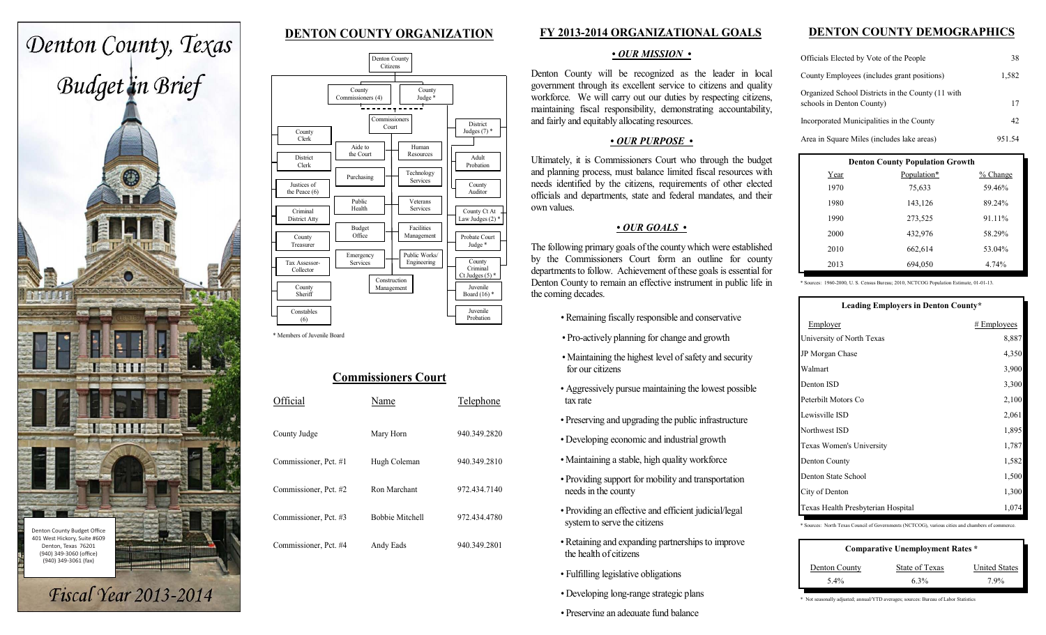# Denton County, Texas

# Budget in Brief

Denton County Budget Office
401 West Hickory, Suite #609
Denton, Texas 76201
(940) 349-3060 (office)
(940) 349-3061 (fax)

## Fiscal Year 2013-2014

## DENTON COUNTY ORGANIZATION

Denton County Citizens

County Commissioners (4) | County Judge *

Commissioners Court

- County Clerk
- District Clerk
- Justices of the Peace (6)
- Criminal District Atty
- County Treasurer
- Tax Assessor-Collector
- County Sheriff
- Constables (6)

- Aide to the Court
- Human Resources
- Purchasing
- Technology Services
- Public Health
- Veterans Services
- Budget Office
- Facilities Management
- Emergency Services
- Public Works/ Engineering
- Construction Management

- District Judges (7) *
- Adult Probation
- County Auditor
- County Ct At Law Judges (2) *
- Probate Court Judge *
- County Criminal Ct Judges (5) *
- Juvenile Board (16) *
- Juvenile Probation

* Members of Juvenile Board

## Commissioners Court

| Official | Name | Telephone |
|---|---|---|
| County Judge | Mary Horn | 940.349.2820 |
| Commissioner, Pct. #1 | Hugh Coleman | 940.349.2810 |
| Commissioner, Pct. #2 | Ron Marchant | 972.434.7140 |
| Commissioner, Pct. #3 | Bobbie Mitchell | 972.434.4780 |
| Commissioner, Pct. #4 | Andy Eads | 940.349.2801 |

## FY 2013-2014 ORGANIZATIONAL GOALS

### • *OUR MISSION* •

Denton County will be recognized as the leader in local government through its excellent service to citizens and quality workforce. We will carry out our duties by respecting citizens, maintaining fiscal responsibility, demonstrating accountability, and fairly and equitably allocating resources.

### • *OUR PURPOSE* •

Ultimately, it is Commissioners Court who through the budget and planning process, must balance limited fiscal resources with needs identified by the citizens, requirements of other elected officials and departments, state and federal mandates, and their own values.

### • *OUR GOALS* •

The following primary goals of the county which were established by the Commissioners Court form an outline for county departments to follow. Achievement of these goals is essential for Denton County to remain an effective instrument in public life in the coming decades.

- Remaining fiscally responsible and conservative
- Pro-actively planning for change and growth
- Maintaining the highest level of safety and security for our citizens
- Aggressively pursue maintaining the lowest possible tax rate
- Preserving and upgrading the public infrastructure
- Developing economic and industrial growth
- Maintaining a stable, high quality workforce
- Providing support for mobility and transportation needs in the county
- Providing an effective and efficient judicial/legal system to serve the citizens
- Retaining and expanding partnerships to improve the health of citizens
- Fulfilling legislative obligations
- Developing long-range strategic plans
- Preserving an adequate fund balance

## DENTON COUNTY DEMOGRAPHICS

| | |
|---|---|
| Officials Elected by Vote of the People | 38 |
| County Employees (includes grant positions) | 1,582 |
| Organized School Districts in the County (11 with schools in Denton County) | 17 |
| Incorporated Municipalities in the County | 42 |
| Area in Square Miles (includes lake areas) | 951.54 |

**Denton County Population Growth**

| Year | Population* | % Change |
|---|---|---|
| 1970 | 75,633 | 59.46% |
| 1980 | 143,126 | 89.24% |
| 1990 | 273,525 | 91.11% |
| 2000 | 432,976 | 58.29% |
| 2010 | 662,614 | 53.04% |
| 2013 | 694,050 | 4.74% |

* Sources: 1960-2000, U. S. Census Bureau; 2010, NCTCOG Population Estimate, 01-01-13.

**Leading Employers in Denton County***

| Employer | # Employees |
|---|---|
| University of North Texas | 8,887 |
| JP Morgan Chase | 4,350 |
| Walmart | 3,900 |
| Denton ISD | 3,300 |
| Peterbilt Motors Co | 2,100 |
| Lewisville ISD | 2,061 |
| Northwest ISD | 1,895 |
| Texas Women's University | 1,787 |
| Denton County | 1,582 |
| Denton State School | 1,500 |
| City of Denton | 1,300 |
| Texas Health Presbyterian Hospital | 1,074 |

* Sources: North Texas Council of Governments (NCTCOG), various cities and chambers of commerce.

**Comparative Unemployment Rates ***

| Denton County | State of Texas | United States |
|---|---|---|
| 5.4% | 6.3% | 7.9% |

* Not seasonally adjusted; annual/YTD averages; sources: Bureau of Labor Statistics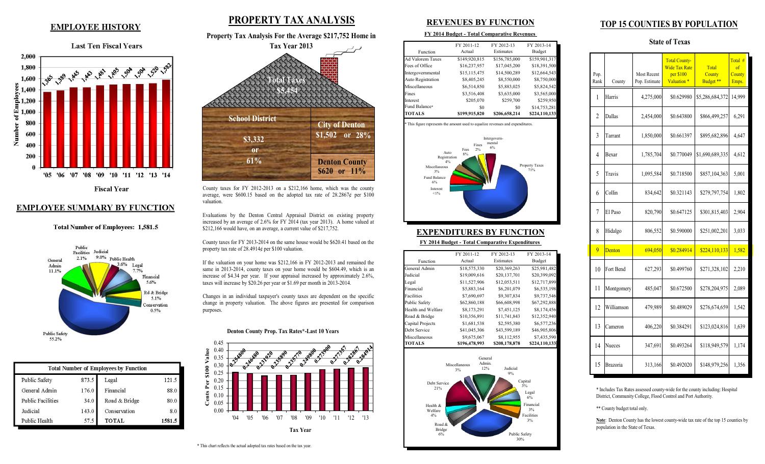## EMPLOYEE HISTORY

**Last Ten Fiscal Years**

Number of Employees

2,000
1,800
1,600
1,400
1,200
1,000
800
600
400
200
0

1,365 1,389 1,445 1,443 1,481 1,495 1,504 1,504 1,520 1,582

'05 '06 '07 '08 '09 '10 '11 '12 '13 '14

Fiscal Year

## EMPLOYEE SUMMARY BY FUNCTION

**Total Number of Employees: 1,581.5**

Public Facilities 2.1%
Judicial 9.0%
Public Health 3.6%
Legal 7.7%
Financial 5.6%
Rd & Bridge 5.1%
Conservation 0.5%
General Admin 11.1%
Public Safety 55.2%

| Total Number of Employees by Function | | | |
|---|---|---|---|
| Public Safety | 873.5 | Legal | 121.5 |
| General Admin | 176.0 | Financial | 88.0 |
| Public Facilities | 34.0 | Road & Bridge | 80.0 |
| Judicial | 143.0 | Conservation | 8.0 |
| Public Health | 57.5 | TOTAL | 1581.5 |

## PROPERTY TAX ANALYSIS

**Property Tax Analysis For the Average $217,752 Home in Tax Year 2013**

Total Taxes
$5,454

School District
$3,332
or
61%

City of Denton
$1,502 or 28%

Denton County
$620 or 11%

County taxes for FY 2012-2013 on a $212,166 home, which was the county average, were $600.15 based on the adopted tax rate of 28.2867¢ per $100 valuation.

Evaluations by the Denton Central Appraisal District on existing property increased by an average of 2.6% for FY 2014 (tax year 2013). A home valued at $212,166 would have, on an average, a current value of $217,752.

County taxes for FY 2013-2014 on the same house would be $620.41 based on the property tax rate of 28.4914¢ per $100 valuation.

If the valuation on your home was $212,166 in FY 2012-2013 and remained the same in 2013-2014, county taxes on your home would be $604.49, which is an increase of $4.34 per year. If your appraisal increased by approximately 2.6%, taxes will increase by $20.26 per year or $1.69 per month in 2013-2014.

Changes in an individual taxpayer's county taxes are dependent on the specific change in property valuation. The above figures are presented for comparison purposes.

**Denton County Prop. Tax Rates*-Last 10 Years**

Cents Per $100 Value

0.45
0.40
0.35
0.30
0.25
0.20
0.15
0.10
0.05
0.00

0.254800 0.246480 0.231920 0.235890 0.235770 0.249800 0.273900 0.277357 0.282867 0.284914

'04 '05 '06 '07 '08 '09 '10 '11 '12 '13

Tax Year

\* This chart reflects the actual adopted tax rates based on the tax year.

## REVENUES BY FUNCTION

**FY 2014 Budget - Total Comparative Revenues**

| Function | FY 2011-12 Actual | FY 2012-13 Estimates | FY 2013-14 Budget |
|---|---|---|---|
| Ad Valorem Taxes | $149,920,815 | $156,785,000 | $159,901,317 |
| Fees of Office | $16,237,957 | $17,045,200 | $18,391,500 |
| Intergovernmental | $15,115,475 | $14,500,289 | $12,664,543 |
| Auto Registration | $8,405,245 | $8,550,000 | $8,750,000 |
| Miscellaneous | $6,514,850 | $5,883,025 | $5,824,542 |
| Fines | $3,516,408 | $3,635,000 | $3,565,000 |
| Interest | $205,070 | $259,700 | $259,950 |
| Fund Balance* | $0 | $0 | $14,753,281 |
| **TOTALS** | **$199,915,820** | **$206,658,214** | **$224,110,133** |

\* This figure represents the amount used to equalize revenues and expenditures.

Intergovernmental 6%
Fines 2%
Fees 8%
Auto Registration 4%
Miscellaneous 3%
Fund Balance 6%
Interest <1%
Property Taxes 71%

## EXPENDITURES BY FUNCTION

**FY 2014 Budget - Total Comparative Expenditures**

| Function | FY 2011-12 Actual | FY 2012-13 Estimates | FY 2013-14 Budget |
|---|---|---|---|
| General Admin | $18,575,330 | $20,369,263 | $25,981,482 |
| Judicial | $19,009,616 | $20,137,701 | $20,399,092 |
| Legal | $11,527,906 | $12,053,511 | $12,717,899 |
| Financial | $5,883,164 | $6,201,079 | $6,535,198 |
| Facilities | $7,690,697 | $9,307,834 | $9,737,546 |
| Public Safety | $62,860,188 | $66,608,998 | $67,292,888 |
| Health and Welfare | $8,173,291 | $7,451,125 | $8,174,456 |
| Road & Bridge | $10,356,891 | $11,741,843 | $12,352,940 |
| Capital Projects | $1,681,538 | $2,595,380 | $6,577,236 |
| Debt Service | $41,045,306 | $43,599,189 | $46,905,806 |
| Miscellaneous | $9,675,067 | $8,112,955 | $7,435,590 |
| **TOTALS** | **$196,478,993** | **$208,178,878** | **$224,110,133** |

General Admin. 12%
Judicial 9%
Capital 3%
Legal 6%
Financial 3%
Facilities 3%
Public Safety 30%
Road & Bridge 6%
Health & Welfare 4%
Debt Service 21%
Miscellaneous 3%

## TOP 15 COUNTIES BY POPULATION

**State of Texas**

| Pop. Rank | County | Most Recent Pop. Estimate | Total County-Wide Tax Rate per $100 Valuation * | Total County Budget ** | Total # of County Emps. |
|---|---|---|---|---|---|
| 1 | Harris | 4,275,000 | $0.629980 | $5,286,684,372 | 14,999 |
| 2 | Dallas | 2,454,000 | $0.643800 | $866,499,257 | 6,291 |
| 3 | Tarrant | 1,850,000 | $0.661397 | $895,682,896 | 4,647 |
| 4 | Bexar | 1,785,704 | $0.770049 | $1,690,689,335 | 4,612 |
| 5 | Travis | 1,095,584 | $0.718500 | $857,104,363 | 5,001 |
| 6 | Collin | 834,642 | $0.321143 | $279,797,754 | 1,802 |
| 7 | El Paso | 820,790 | $0.647125 | $301,815,403 | 2,904 |
| 8 | Hidalgo | 806,552 | $0.590000 | $251,002,201 | 3,033 |
| 9 | Denton | 694,050 | $0.284914 | $224,110,133 | 1,582 |
| 10 | Fort Bend | 627,293 | $0.499760 | $271,328,102 | 2,210 |
| 11 | Montgomery | 485,047 | $0.672500 | $278,204,975 | 2,089 |
| 12 | Williamson | 479,989 | $0.489029 | $276,674,659 | 1,542 |
| 13 | Cameron | 406,220 | $0.384291 | $123,024,816 | 1,639 |
| 14 | Nueces | 347,691 | $0.493264 | $118,949,579 | 1,174 |
| 15 | Brazoria | 313,166 | $0.492020 | $148,979,256 | 1,356 |

\* Includes Tax Rates assessed county-wide for the county including: Hospital District, Community College, Flood Control and Port Authority.

\*\* County budget total only.

**Note**: Denton County has the lowest county-wide tax rate of the top 15 counties by population in the State of Texas.